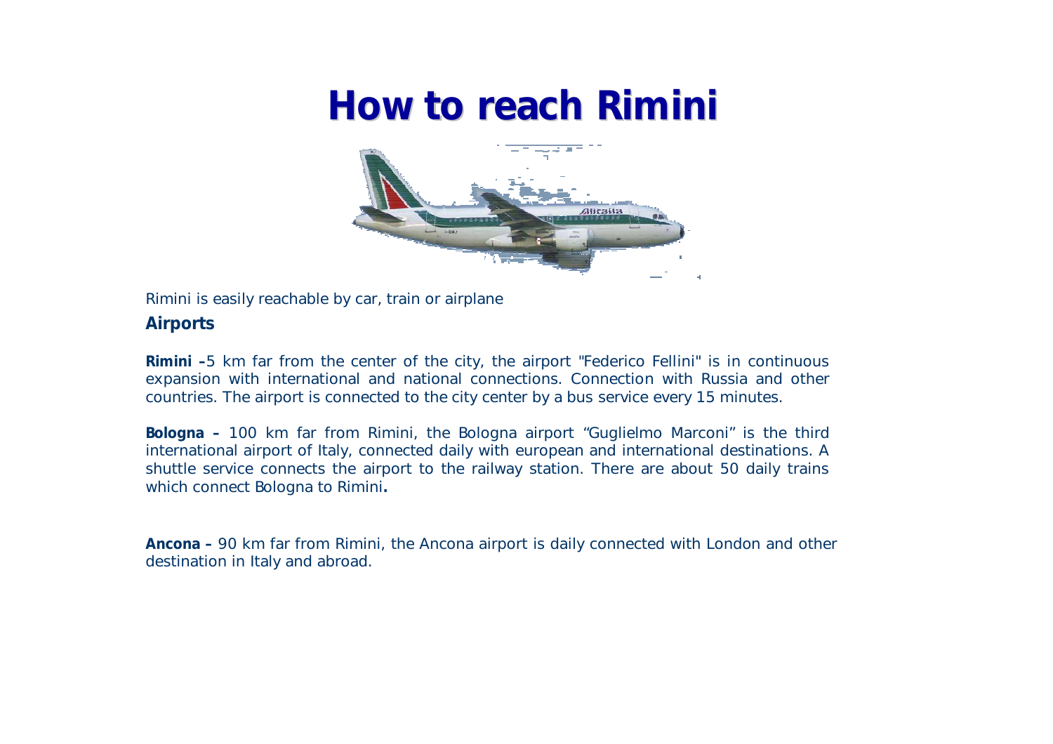# How to reach Rimini

Rimini is easily reachable by car, train or airplane

**Airports**

**Rimini –**5 km far from the center of the city, the airport "Federico Fellini" is in continuous expansion with international and national connections. Connection with Russia and other countries. The airport is connected to the city center by a bus service every 15 minutes.

**Bologna –** 100 km far from Rimini, the Bologna airport "Guglielmo Marconi" is the third international airport of Italy, connected daily with european and international destinations. A shuttle service connects the airport to the railway station. There are about 50 daily trains which connect Bologna to Rimini**.**

**Ancona –** 90 km far from Rimini, the Ancona airport is daily connected with London and other destination in Italy and abroad.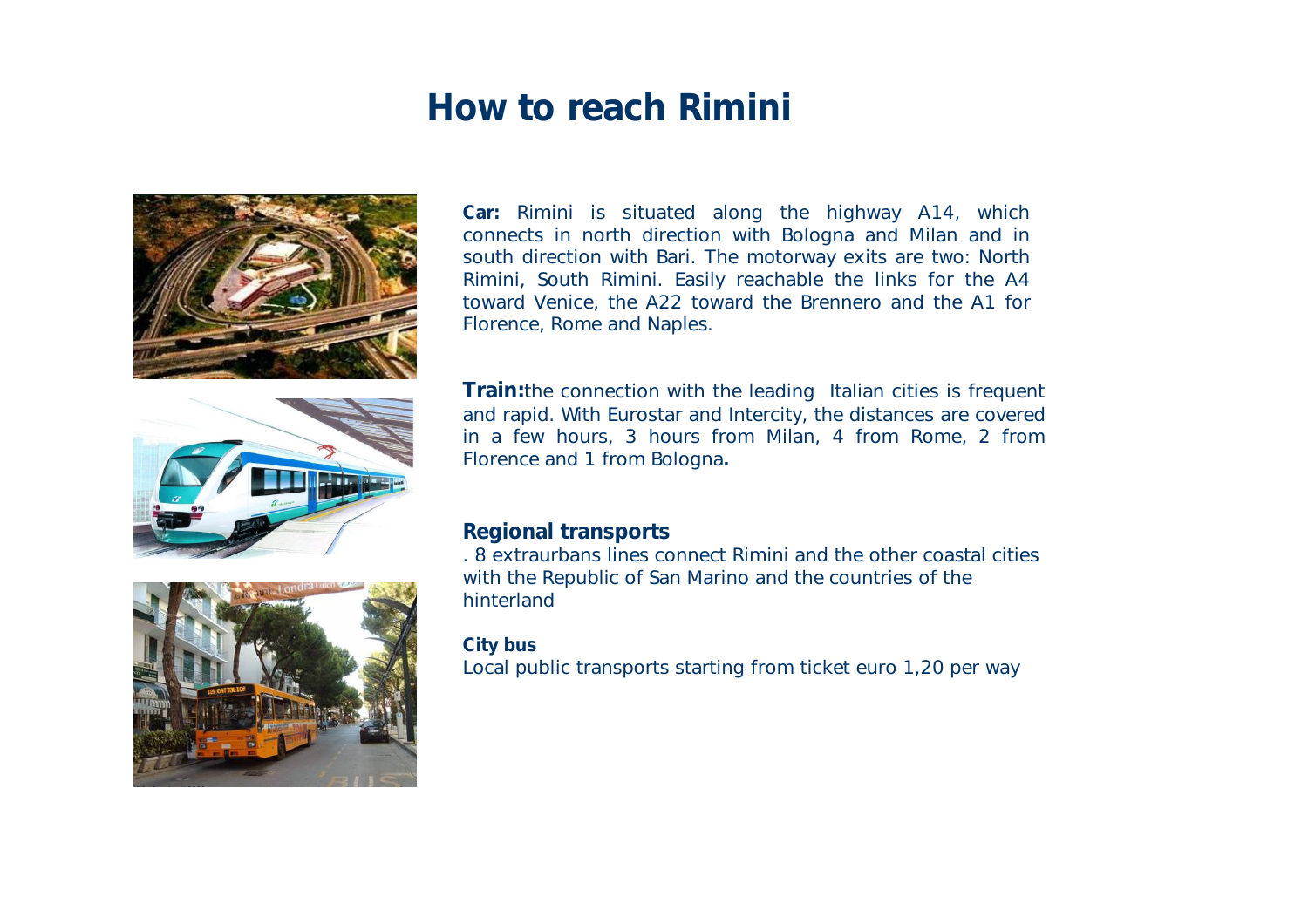# How to reach Rimini

**Car:** Rimini is situated along the highway A14, which connects in north direction with Bologna and Milan and in south direction with Bari. The motorway exits are two: North Rimini, South Rimini. Easily reachable the links for the A4 toward Venice, the A22 toward the Brennero and the A1 for Florence, Rome and Naples.

**Train:**the connection with the leading Italian cities is frequent and rapid. With Eurostar and Intercity, the distances are covered in a few hours, 3 hours from Milan, 4 from Rome, 2 from Florence and 1 from Bologna**.**

**Regional transports**

. 8 extraurbans lines connect Rimini and the other coastal cities with the Republic of San Marino and the countries of the hinterland

**City bus**

Local public transports starting from ticket euro 1,20 per way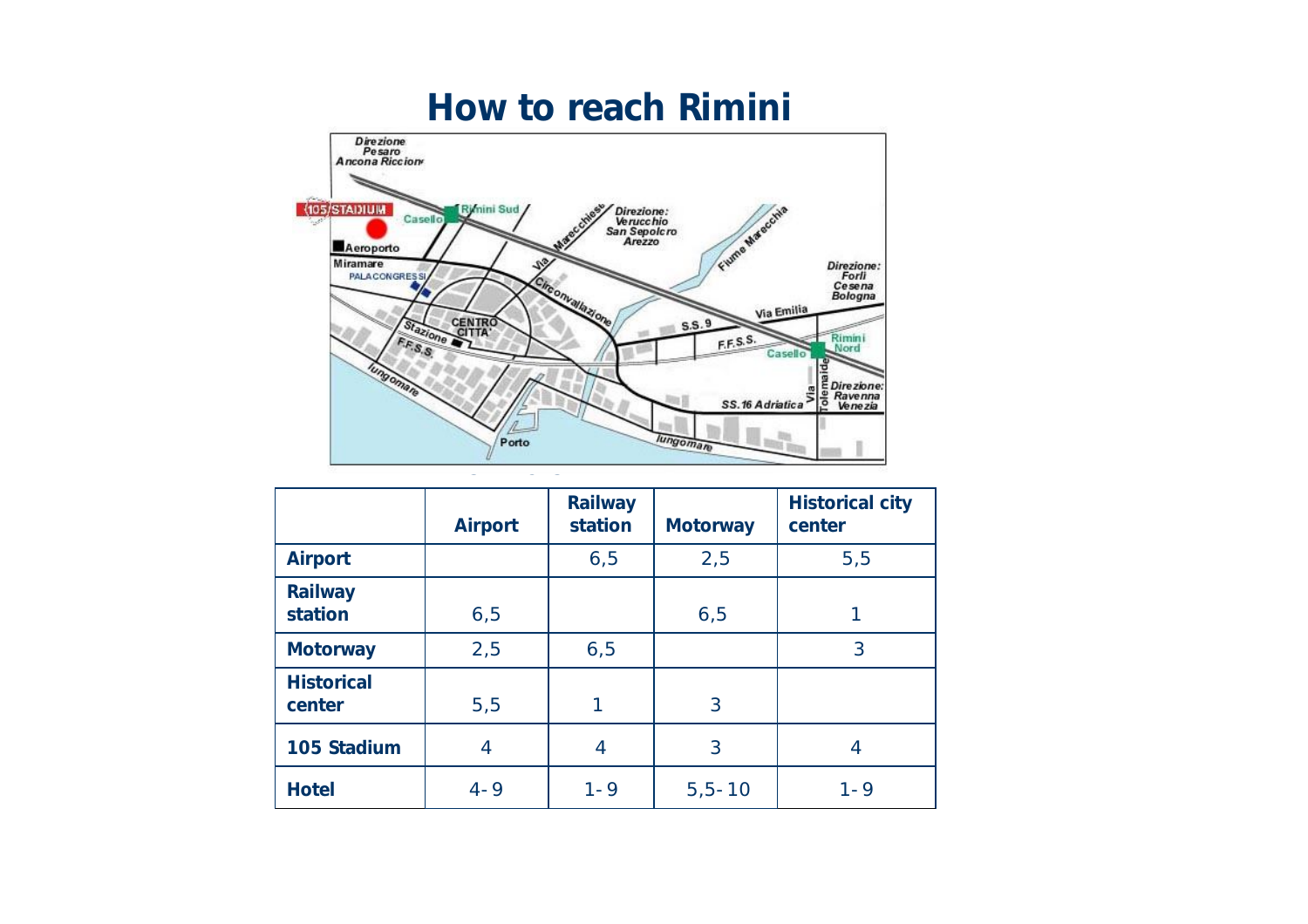# How to reach Rimini

Direzione Pesaro Ancona Riccione

105 STADIUM

Casello

Rimini Sud

Aeroporto

Miramare

PALACONGRESSI

Via Marecchiese

Direzione: Verucchio San Sepolcro Arezzo

Fiume Marecchia

Circonvallazione

CENTRO CITTA'

Stazione F.F.S.S.

lungomare

Porto

S.S. 9

Via Emilia

F.F.S.S.

Direzione: Forlì Cesena Bologna

Rimini Nord

Casello

Via Tolemaide

Direzione: Ravenna Venezia

SS.16 Adriatica

lungomare

| | Airport | Railway station | Motorway | Historical city center |
|---|---|---|---|---|
| **Airport** | | 6,5 | 2,5 | 5,5 |
| **Railway station** | 6,5 | | 6,5 | 1 |
| **Motorway** | 2,5 | 6,5 | | 3 |
| **Historical center** | 5,5 | 1 | 3 | |
| **105 Stadium** | 4 | 4 | 3 | 4 |
| **Hotel** | 4- 9 | 1- 9 | 5,5- 10 | 1- 9 |